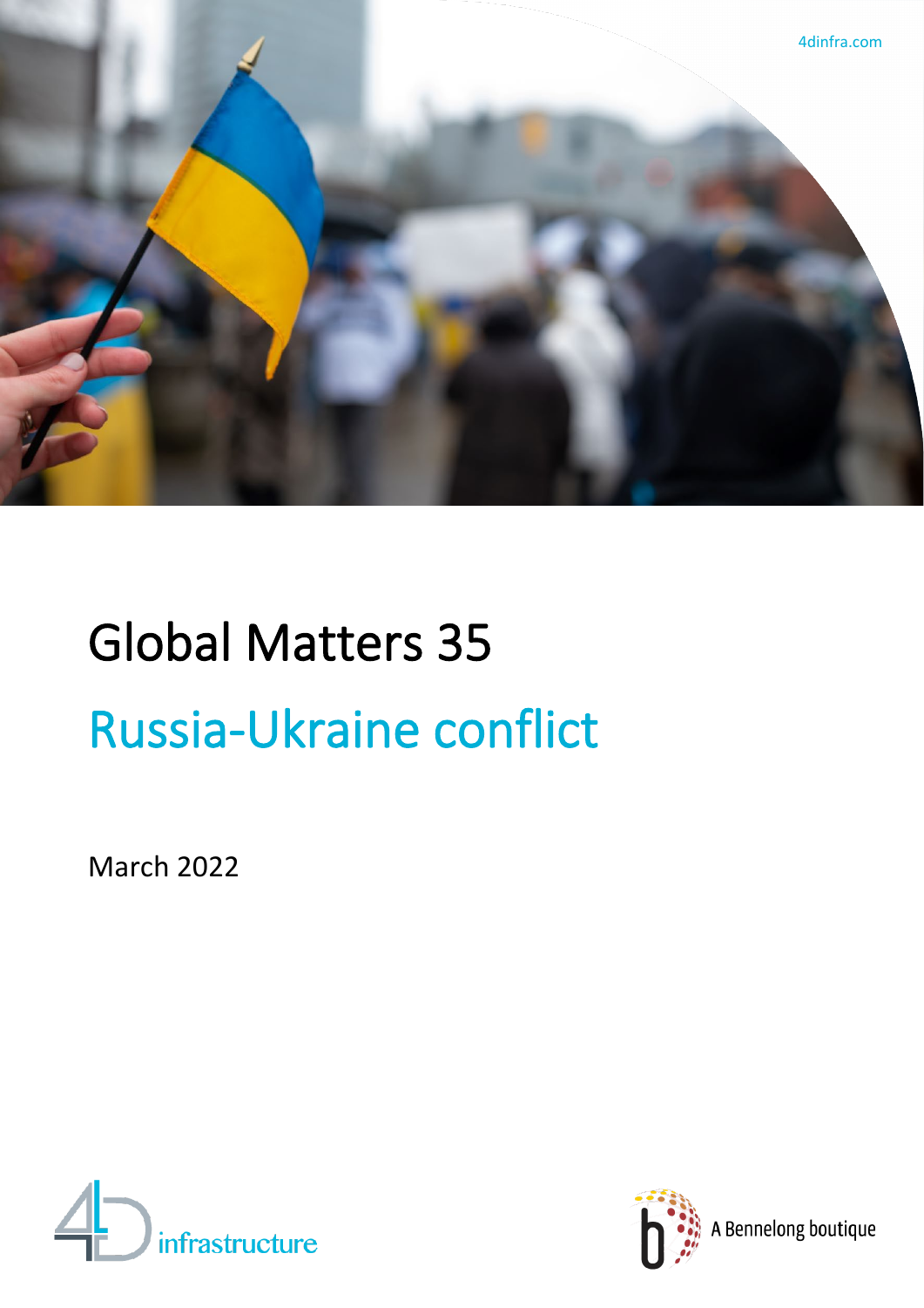4dinfra.com

# Global Matters 35

## Russia-Ukraine conflict

March 2022

4D infrastructure

A Bennelong boutique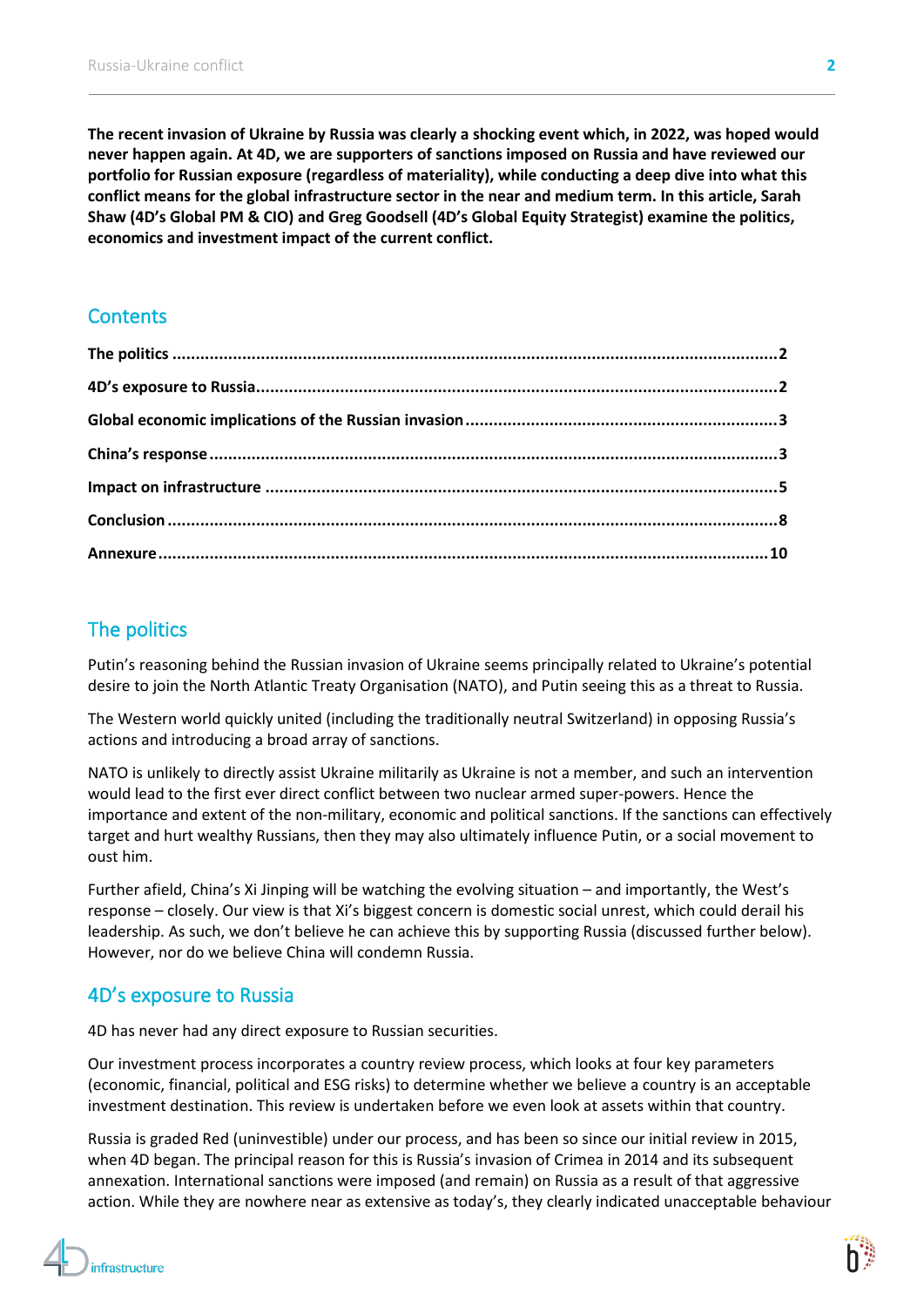**The recent invasion of Ukraine by Russia was clearly a shocking event which, in 2022, was hoped would never happen again. At 4D, we are supporters of sanctions imposed on Russia and have reviewed our portfolio for Russian exposure (regardless of materiality), while conducting a deep dive into what this conflict means for the global infrastructure sector in the near and medium term. In this article, Sarah Shaw (4D's Global PM & CIO) and Greg Goodsell (4D's Global Equity Strategist) examine the politics, economics and investment impact of the current conflict.**

## Contents

**The politics ........................................................................................................................2**

**4D's exposure to Russia.......................................................................................................2**

**Global economic implications of the Russian invasion ..................................................................3**

**China's response ..................................................................................................................3**

**Impact on infrastructure .......................................................................................................5**

**Conclusion ..........................................................................................................................8**

**Annexure ..........................................................................................................................10**

## The politics

Putin's reasoning behind the Russian invasion of Ukraine seems principally related to Ukraine's potential desire to join the North Atlantic Treaty Organisation (NATO), and Putin seeing this as a threat to Russia.

The Western world quickly united (including the traditionally neutral Switzerland) in opposing Russia's actions and introducing a broad array of sanctions.

NATO is unlikely to directly assist Ukraine militarily as Ukraine is not a member, and such an intervention would lead to the first ever direct conflict between two nuclear armed super-powers. Hence the importance and extent of the non-military, economic and political sanctions. If the sanctions can effectively target and hurt wealthy Russians, then they may also ultimately influence Putin, or a social movement to oust him.

Further afield, China's Xi Jinping will be watching the evolving situation – and importantly, the West's response – closely. Our view is that Xi's biggest concern is domestic social unrest, which could derail his leadership. As such, we don't believe he can achieve this by supporting Russia (discussed further below). However, nor do we believe China will condemn Russia.

## 4D's exposure to Russia

4D has never had any direct exposure to Russian securities.

Our investment process incorporates a country review process, which looks at four key parameters (economic, financial, political and ESG risks) to determine whether we believe a country is an acceptable investment destination. This review is undertaken before we even look at assets within that country.

Russia is graded Red (uninvestible) under our process, and has been so since our initial review in 2015, when 4D began. The principal reason for this is Russia's invasion of Crimea in 2014 and its subsequent annexation. International sanctions were imposed (and remain) on Russia as a result of that aggressive action. While they are nowhere near as extensive as today's, they clearly indicated unacceptable behaviour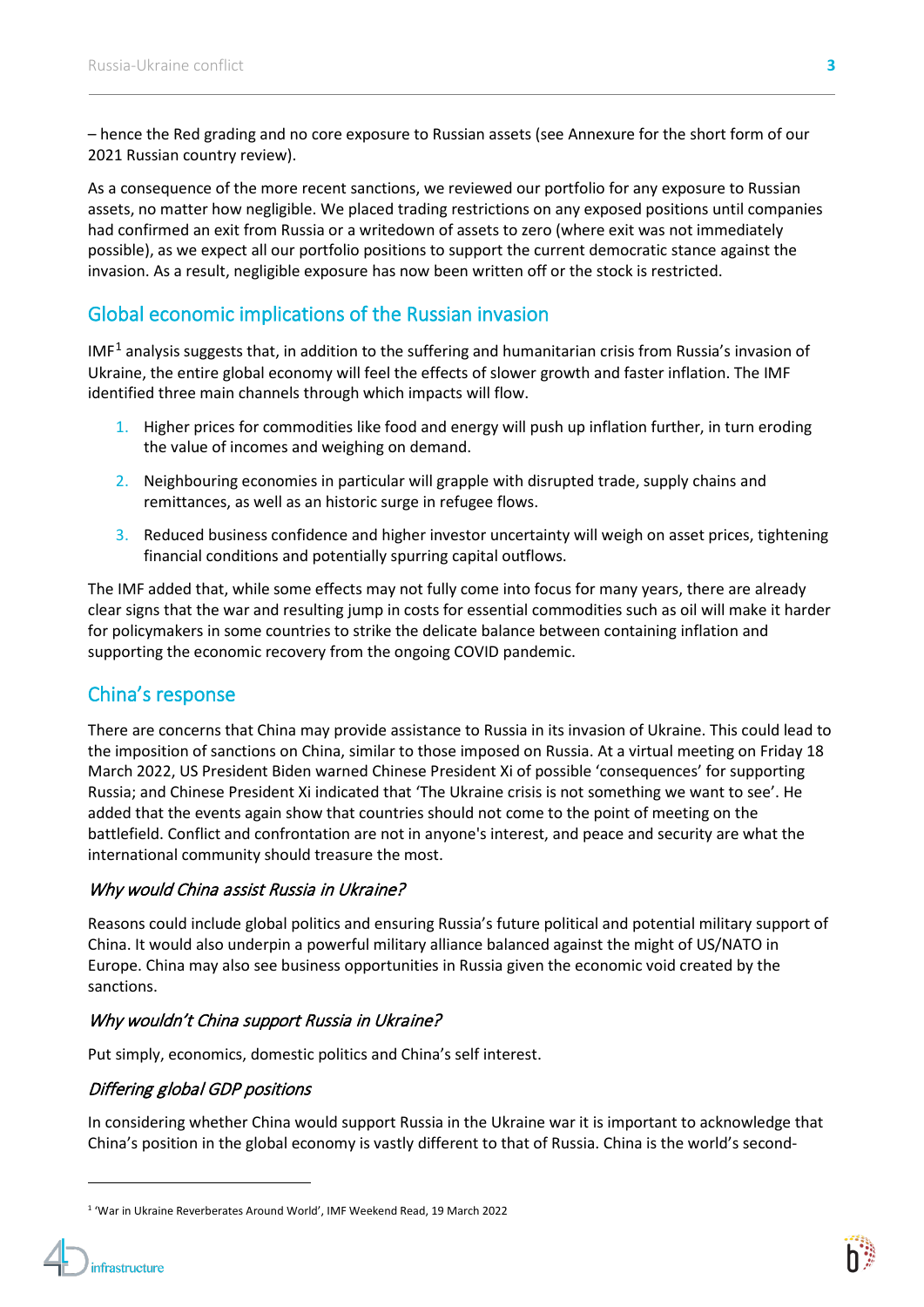– hence the Red grading and no core exposure to Russian assets (see Annexure for the short form of our 2021 Russian country review).

As a consequence of the more recent sanctions, we reviewed our portfolio for any exposure to Russian assets, no matter how negligible. We placed trading restrictions on any exposed positions until companies had confirmed an exit from Russia or a writedown of assets to zero (where exit was not immediately possible), as we expect all our portfolio positions to support the current democratic stance against the invasion. As a result, negligible exposure has now been written off or the stock is restricted.

## Global economic implications of the Russian invasion

IMF[1] analysis suggests that, in addition to the suffering and humanitarian crisis from Russia's invasion of Ukraine, the entire global economy will feel the effects of slower growth and faster inflation. The IMF identified three main channels through which impacts will flow.

1. Higher prices for commodities like food and energy will push up inflation further, in turn eroding the value of incomes and weighing on demand.
2. Neighbouring economies in particular will grapple with disrupted trade, supply chains and remittances, as well as an historic surge in refugee flows.
3. Reduced business confidence and higher investor uncertainty will weigh on asset prices, tightening financial conditions and potentially spurring capital outflows.

The IMF added that, while some effects may not fully come into focus for many years, there are already clear signs that the war and resulting jump in costs for essential commodities such as oil will make it harder for policymakers in some countries to strike the delicate balance between containing inflation and supporting the economic recovery from the ongoing COVID pandemic.

## China's response

There are concerns that China may provide assistance to Russia in its invasion of Ukraine. This could lead to the imposition of sanctions on China, similar to those imposed on Russia. At a virtual meeting on Friday 18 March 2022, US President Biden warned Chinese President Xi of possible 'consequences' for supporting Russia; and Chinese President Xi indicated that 'The Ukraine crisis is not something we want to see'. He added that the events again show that countries should not come to the point of meeting on the battlefield. Conflict and confrontation are not in anyone's interest, and peace and security are what the international community should treasure the most.

### *Why would China assist Russia in Ukraine?*

Reasons could include global politics and ensuring Russia's future political and potential military support of China. It would also underpin a powerful military alliance balanced against the might of US/NATO in Europe. China may also see business opportunities in Russia given the economic void created by the sanctions.

### *Why wouldn't China support Russia in Ukraine?*

Put simply, economics, domestic politics and China's self interest.

### *Differing global GDP positions*

In considering whether China would support Russia in the Ukraine war it is important to acknowledge that China's position in the global economy is vastly different to that of Russia. China is the world's second-

[1] 'War in Ukraine Reverberates Around World', IMF Weekend Read, 19 March 2022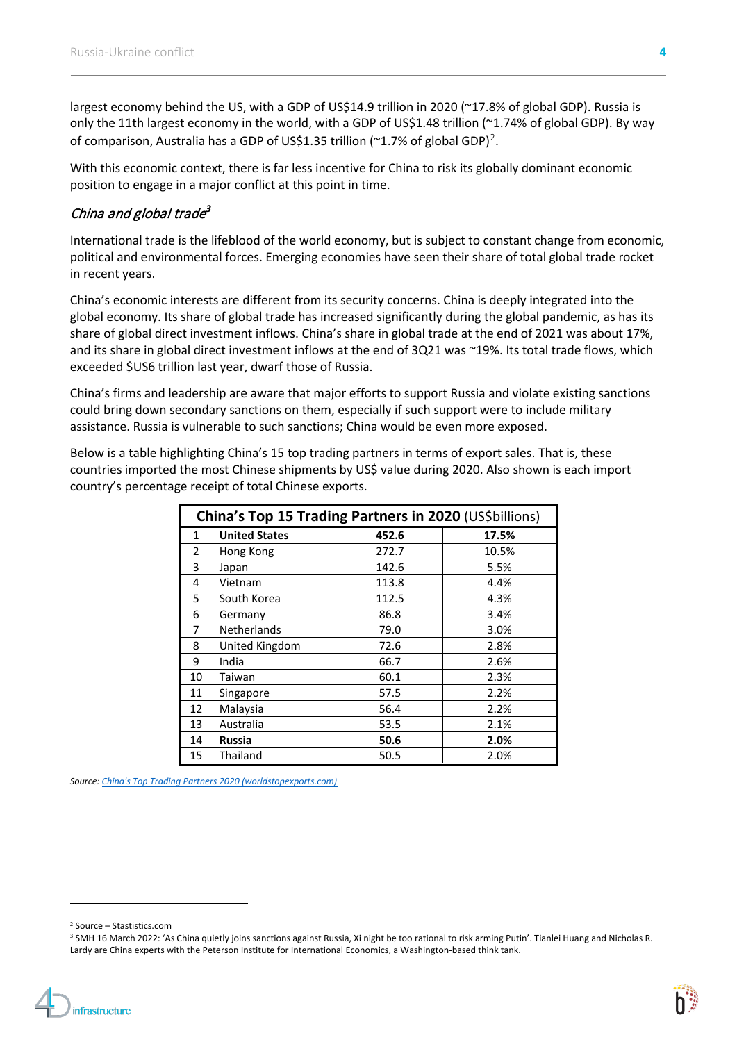largest economy behind the US, with a GDP of US$14.9 trillion in 2020 (~17.8% of global GDP). Russia is only the 11th largest economy in the world, with a GDP of US$1.48 trillion (~1.74% of global GDP). By way of comparison, Australia has a GDP of US$1.35 trillion (~1.7% of global GDP)[2].

With this economic context, there is far less incentive for China to risk its globally dominant economic position to engage in a major conflict at this point in time.

### *China and global trade*[3]

International trade is the lifeblood of the world economy, but is subject to constant change from economic, political and environmental forces. Emerging economies have seen their share of total global trade rocket in recent years.

China's economic interests are different from its security concerns. China is deeply integrated into the global economy. Its share of global trade has increased significantly during the global pandemic, as has its share of global direct investment inflows. China's share in global trade at the end of 2021 was about 17%, and its share in global direct investment inflows at the end of 3Q21 was ~19%. Its total trade flows, which exceeded $US6 trillion last year, dwarf those of Russia.

China's firms and leadership are aware that major efforts to support Russia and violate existing sanctions could bring down secondary sanctions on them, especially if such support were to include military assistance. Russia is vulnerable to such sanctions; China would be even more exposed.

Below is a table highlighting China's 15 top trading partners in terms of export sales. That is, these countries imported the most Chinese shipments by US$ value during 2020. Also shown is each import country's percentage receipt of total Chinese exports.

| **China's Top 15 Trading Partners in 2020** (US$billions) | | | |
|---|---|---|---|
| 1 | **United States** | **452.6** | **17.5%** |
| 2 | Hong Kong | 272.7 | 10.5% |
| 3 | Japan | 142.6 | 5.5% |
| 4 | Vietnam | 113.8 | 4.4% |
| 5 | South Korea | 112.5 | 4.3% |
| 6 | Germany | 86.8 | 3.4% |
| 7 | Netherlands | 79.0 | 3.0% |
| 8 | United Kingdom | 72.6 | 2.8% |
| 9 | India | 66.7 | 2.6% |
| 10 | Taiwan | 60.1 | 2.3% |
| 11 | Singapore | 57.5 | 2.2% |
| 12 | Malaysia | 56.4 | 2.2% |
| 13 | Australia | 53.5 | 2.1% |
| 14 | **Russia** | **50.6** | **2.0%** |
| 15 | Thailand | 50.5 | 2.0% |

*Source: China's Top Trading Partners 2020 (worldstopexports.com)*

[2] Source – Stastistics.com

[3] SMH 16 March 2022: 'As China quietly joins sanctions against Russia, Xi night be too rational to risk arming Putin'. Tianlei Huang and Nicholas R. Lardy are China experts with the Peterson Institute for International Economics, a Washington-based think tank.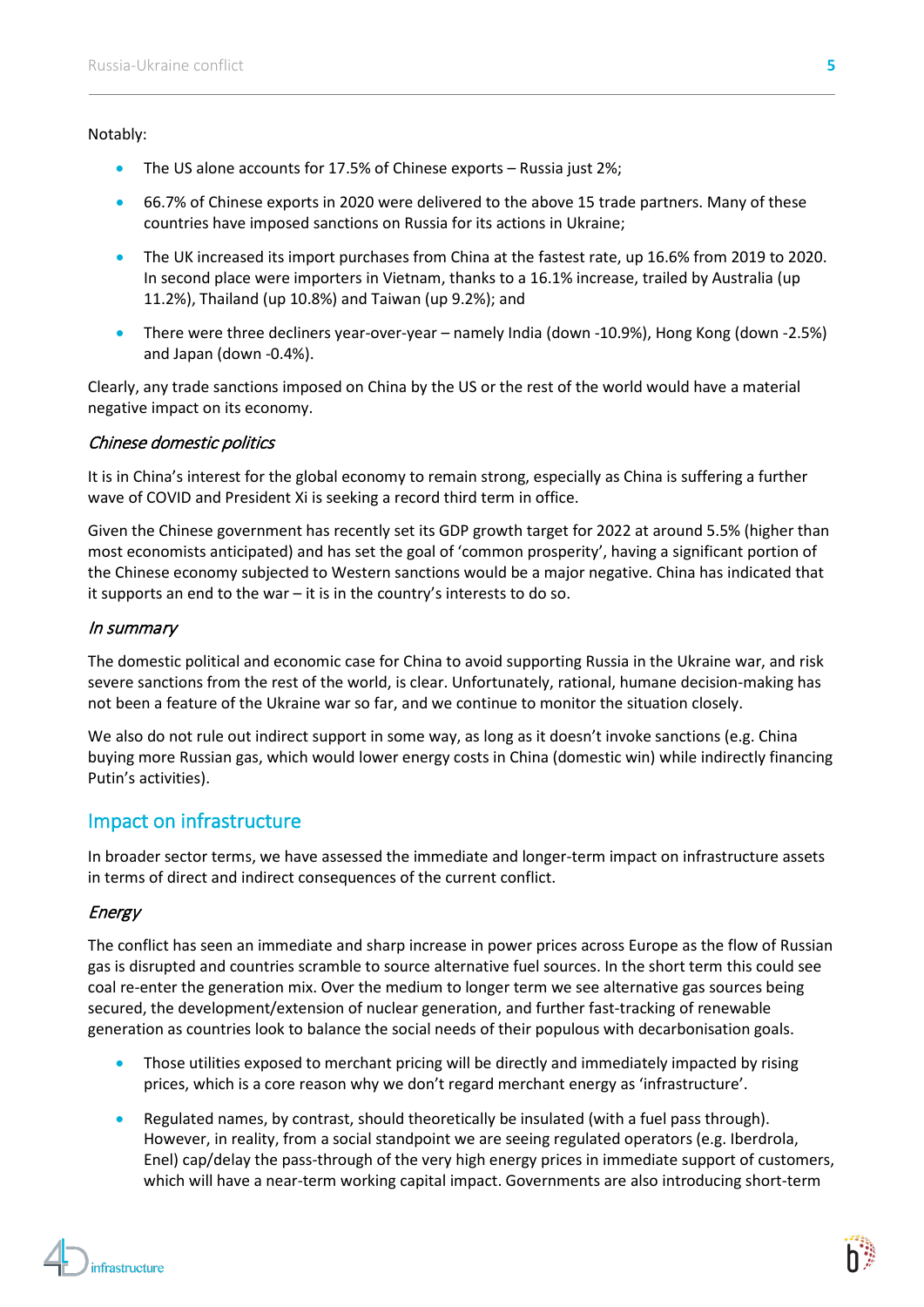Notably:

- The US alone accounts for 17.5% of Chinese exports – Russia just 2%;
- 66.7% of Chinese exports in 2020 were delivered to the above 15 trade partners. Many of these countries have imposed sanctions on Russia for its actions in Ukraine;
- The UK increased its import purchases from China at the fastest rate, up 16.6% from 2019 to 2020. In second place were importers in Vietnam, thanks to a 16.1% increase, trailed by Australia (up 11.2%), Thailand (up 10.8%) and Taiwan (up 9.2%); and
- There were three decliners year-over-year – namely India (down -10.9%), Hong Kong (down -2.5%) and Japan (down -0.4%).

Clearly, any trade sanctions imposed on China by the US or the rest of the world would have a material negative impact on its economy.

### *Chinese domestic politics*

It is in China's interest for the global economy to remain strong, especially as China is suffering a further wave of COVID and President Xi is seeking a record third term in office.

Given the Chinese government has recently set its GDP growth target for 2022 at around 5.5% (higher than most economists anticipated) and has set the goal of 'common prosperity', having a significant portion of the Chinese economy subjected to Western sanctions would be a major negative. China has indicated that it supports an end to the war – it is in the country's interests to do so.

### *In summary*

The domestic political and economic case for China to avoid supporting Russia in the Ukraine war, and risk severe sanctions from the rest of the world, is clear. Unfortunately, rational, humane decision-making has not been a feature of the Ukraine war so far, and we continue to monitor the situation closely.

We also do not rule out indirect support in some way, as long as it doesn't invoke sanctions (e.g. China buying more Russian gas, which would lower energy costs in China (domestic win) while indirectly financing Putin's activities).

## Impact on infrastructure

In broader sector terms, we have assessed the immediate and longer-term impact on infrastructure assets in terms of direct and indirect consequences of the current conflict.

### *Energy*

The conflict has seen an immediate and sharp increase in power prices across Europe as the flow of Russian gas is disrupted and countries scramble to source alternative fuel sources. In the short term this could see coal re-enter the generation mix. Over the medium to longer term we see alternative gas sources being secured, the development/extension of nuclear generation, and further fast-tracking of renewable generation as countries look to balance the social needs of their populous with decarbonisation goals.

- Those utilities exposed to merchant pricing will be directly and immediately impacted by rising prices, which is a core reason why we don't regard merchant energy as 'infrastructure'.
- Regulated names, by contrast, should theoretically be insulated (with a fuel pass through). However, in reality, from a social standpoint we are seeing regulated operators (e.g. Iberdrola, Enel) cap/delay the pass-through of the very high energy prices in immediate support of customers, which will have a near-term working capital impact. Governments are also introducing short-term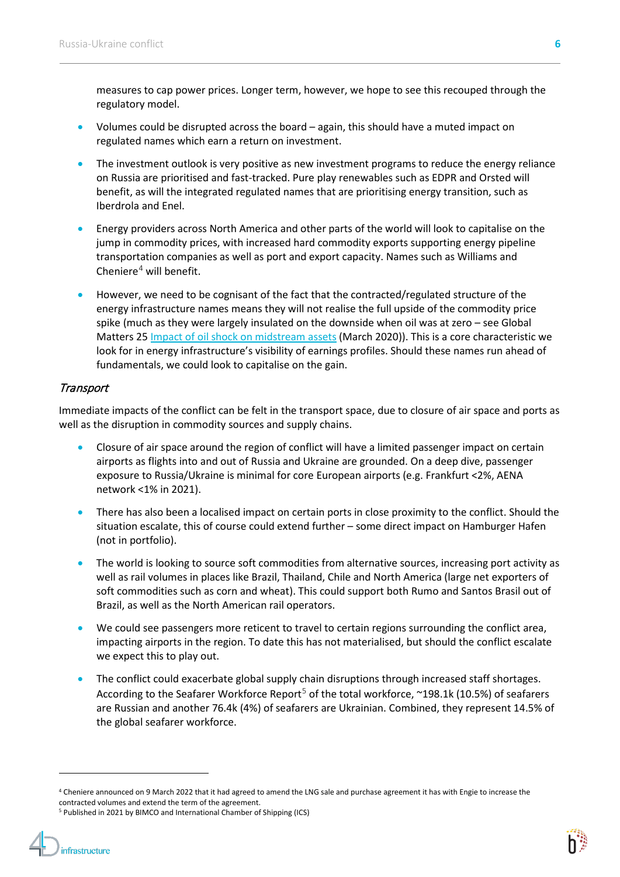measures to cap power prices. Longer term, however, we hope to see this recouped through the regulatory model.

- Volumes could be disrupted across the board – again, this should have a muted impact on regulated names which earn a return on investment.
- The investment outlook is very positive as new investment programs to reduce the energy reliance on Russia are prioritised and fast-tracked. Pure play renewables such as EDPR and Orsted will benefit, as will the integrated regulated names that are prioritising energy transition, such as Iberdrola and Enel.
- Energy providers across North America and other parts of the world will look to capitalise on the jump in commodity prices, with increased hard commodity exports supporting energy pipeline transportation companies as well as port and export capacity. Names such as Williams and Cheniere[4] will benefit.
- However, we need to be cognisant of the fact that the contracted/regulated structure of the energy infrastructure names means they will not realise the full upside of the commodity price spike (much as they were largely insulated on the downside when oil was at zero – see Global Matters 25 [Impact of oil shock on midstream assets] (March 2020)). This is a core characteristic we look for in energy infrastructure's visibility of earnings profiles. Should these names run ahead of fundamentals, we could look to capitalise on the gain.

### *Transport*

Immediate impacts of the conflict can be felt in the transport space, due to closure of air space and ports as well as the disruption in commodity sources and supply chains.

- Closure of air space around the region of conflict will have a limited passenger impact on certain airports as flights into and out of Russia and Ukraine are grounded. On a deep dive, passenger exposure to Russia/Ukraine is minimal for core European airports (e.g. Frankfurt <2%, AENA network <1% in 2021).
- There has also been a localised impact on certain ports in close proximity to the conflict. Should the situation escalate, this of course could extend further – some direct impact on Hamburger Hafen (not in portfolio).
- The world is looking to source soft commodities from alternative sources, increasing port activity as well as rail volumes in places like Brazil, Thailand, Chile and North America (large net exporters of soft commodities such as corn and wheat). This could support both Rumo and Santos Brasil out of Brazil, as well as the North American rail operators.
- We could see passengers more reticent to travel to certain regions surrounding the conflict area, impacting airports in the region. To date this has not materialised, but should the conflict escalate we expect this to play out.
- The conflict could exacerbate global supply chain disruptions through increased staff shortages. According to the Seafarer Workforce Report[5] of the total workforce, ~198.1k (10.5%) of seafarers are Russian and another 76.4k (4%) of seafarers are Ukrainian. Combined, they represent 14.5% of the global seafarer workforce.

---

[4] Cheniere announced on 9 March 2022 that it had agreed to amend the LNG sale and purchase agreement it has with Engie to increase the contracted volumes and extend the term of the agreement.

[5] Published in 2021 by BIMCO and International Chamber of Shipping (ICS)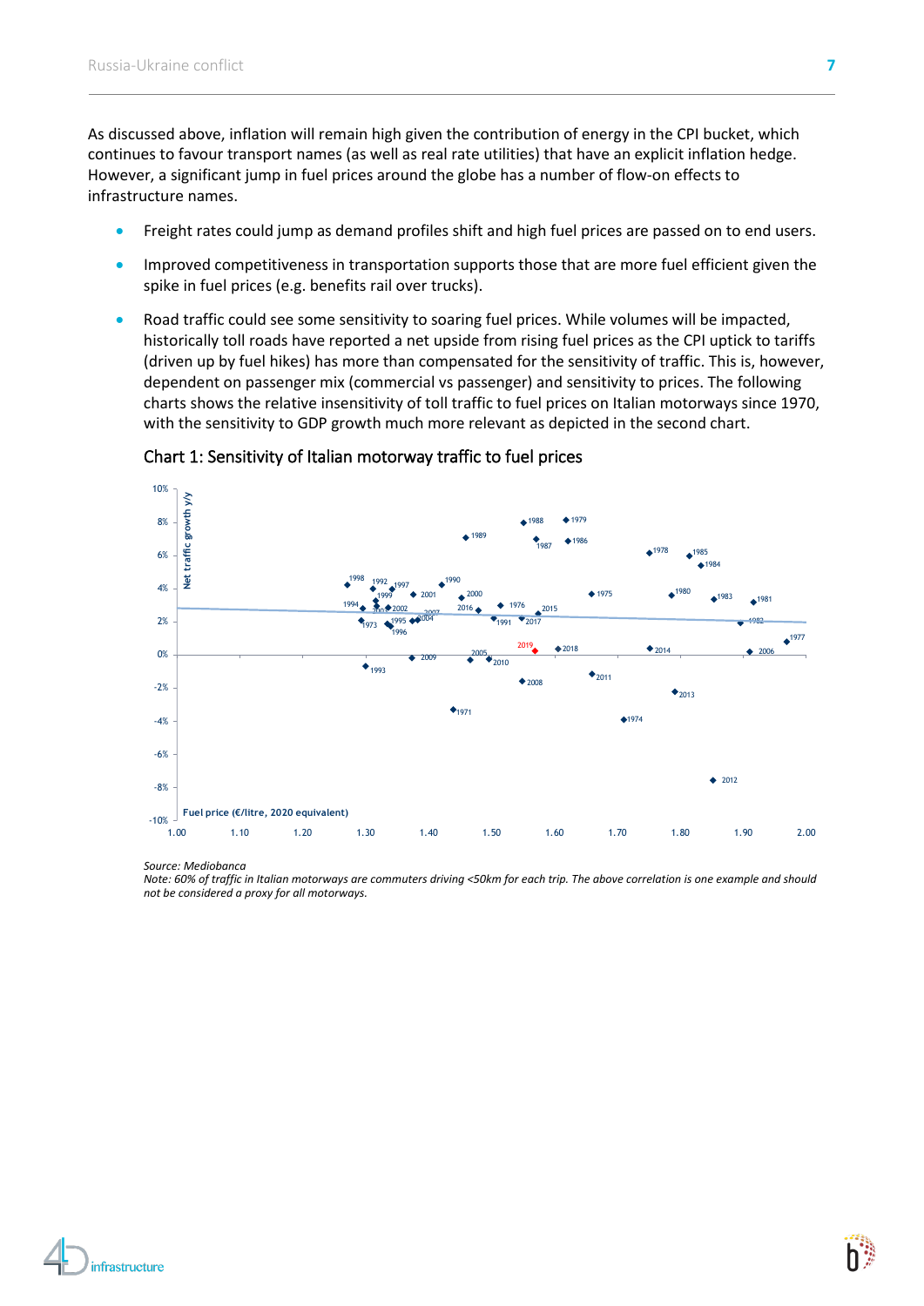As discussed above, inflation will remain high given the contribution of energy in the CPI bucket, which continues to favour transport names (as well as real rate utilities) that have an explicit inflation hedge. However, a significant jump in fuel prices around the globe has a number of flow-on effects to infrastructure names.

- Freight rates could jump as demand profiles shift and high fuel prices are passed on to end users.
- Improved competitiveness in transportation supports those that are more fuel efficient given the spike in fuel prices (e.g. benefits rail over trucks).
- Road traffic could see some sensitivity to soaring fuel prices. While volumes will be impacted, historically toll roads have reported a net upside from rising fuel prices as the CPI uptick to tariffs (driven up by fuel hikes) has more than compensated for the sensitivity of traffic. This is, however, dependent on passenger mix (commercial vs passenger) and sensitivity to prices. The following charts shows the relative insensitivity of toll traffic to fuel prices on Italian motorways since 1970, with the sensitivity to GDP growth much more relevant as depicted in the second chart.

## Chart 1: Sensitivity of Italian motorway traffic to fuel prices

*Source: Mediobanca*
*Note: 60% of traffic in Italian motorways are commuters driving <50km for each trip. The above correlation is one example and should not be considered a proxy for all motorways.*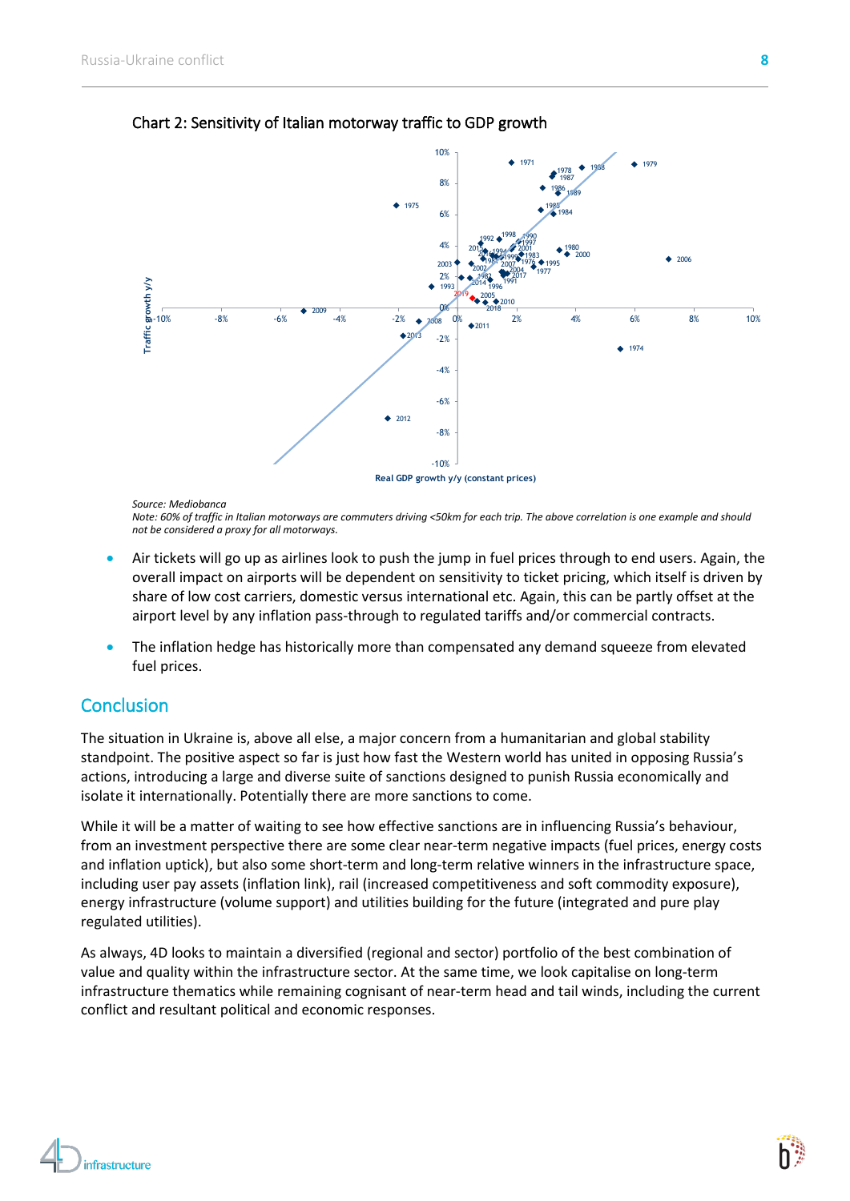Chart 2: Sensitivity of Italian motorway traffic to GDP growth

*Source: Mediobanca*
*Note: 60% of traffic in Italian motorways are commuters driving <50km for each trip. The above correlation is one example and should not be considered a proxy for all motorways.*

- Air tickets will go up as airlines look to push the jump in fuel prices through to end users. Again, the overall impact on airports will be dependent on sensitivity to ticket pricing, which itself is driven by share of low cost carriers, domestic versus international etc. Again, this can be partly offset at the airport level by any inflation pass-through to regulated tariffs and/or commercial contracts.
- The inflation hedge has historically more than compensated any demand squeeze from elevated fuel prices.

## Conclusion

The situation in Ukraine is, above all else, a major concern from a humanitarian and global stability standpoint. The positive aspect so far is just how fast the Western world has united in opposing Russia's actions, introducing a large and diverse suite of sanctions designed to punish Russia economically and isolate it internationally. Potentially there are more sanctions to come.

While it will be a matter of waiting to see how effective sanctions are in influencing Russia's behaviour, from an investment perspective there are some clear near-term negative impacts (fuel prices, energy costs and inflation uptick), but also some short-term and long-term relative winners in the infrastructure space, including user pay assets (inflation link), rail (increased competitiveness and soft commodity exposure), energy infrastructure (volume support) and utilities building for the future (integrated and pure play regulated utilities).

As always, 4D looks to maintain a diversified (regional and sector) portfolio of the best combination of value and quality within the infrastructure sector. At the same time, we look capitalise on long-term infrastructure thematics while remaining cognisant of near-term head and tail winds, including the current conflict and resultant political and economic responses.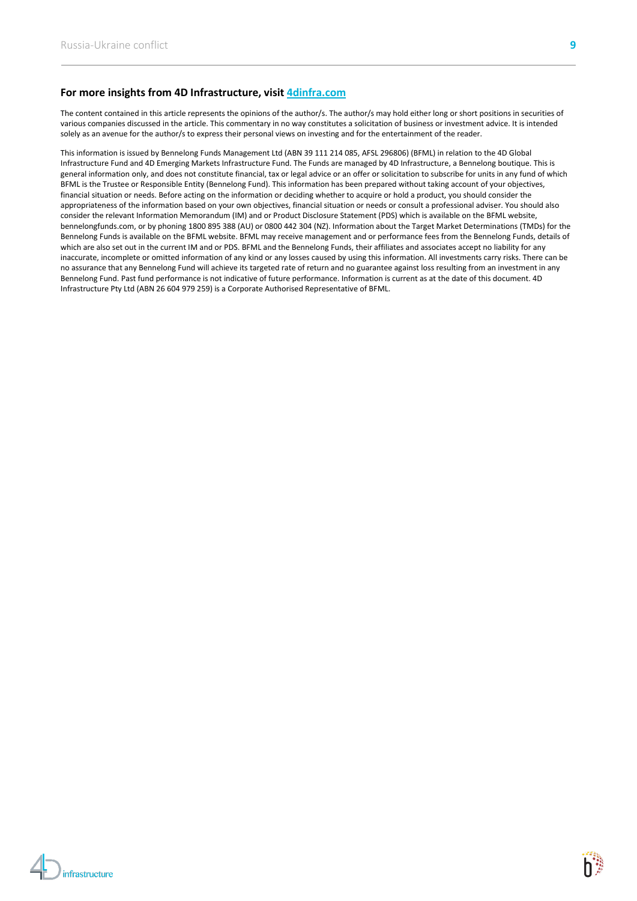### For more insights from 4D Infrastructure, visit [4dinfra.com](https://4dinfra.com)

The content contained in this article represents the opinions of the author/s. The author/s may hold either long or short positions in securities of various companies discussed in the article. This commentary in no way constitutes a solicitation of business or investment advice. It is intended solely as an avenue for the author/s to express their personal views on investing and for the entertainment of the reader.

This information is issued by Bennelong Funds Management Ltd (ABN 39 111 214 085, AFSL 296806) (BFML) in relation to the 4D Global Infrastructure Fund and 4D Emerging Markets Infrastructure Fund. The Funds are managed by 4D Infrastructure, a Bennelong boutique. This is general information only, and does not constitute financial, tax or legal advice or an offer or solicitation to subscribe for units in any fund of which BFML is the Trustee or Responsible Entity (Bennelong Fund). This information has been prepared without taking account of your objectives, financial situation or needs. Before acting on the information or deciding whether to acquire or hold a product, you should consider the appropriateness of the information based on your own objectives, financial situation or needs or consult a professional adviser. You should also consider the relevant Information Memorandum (IM) and or Product Disclosure Statement (PDS) which is available on the BFML website, bennelongfunds.com, or by phoning 1800 895 388 (AU) or 0800 442 304 (NZ). Information about the Target Market Determinations (TMDs) for the Bennelong Funds is available on the BFML website. BFML may receive management and or performance fees from the Bennelong Funds, details of which are also set out in the current IM and or PDS. BFML and the Bennelong Funds, their affiliates and associates accept no liability for any inaccurate, incomplete or omitted information of any kind or any losses caused by using this information. All investments carry risks. There can be no assurance that any Bennelong Fund will achieve its targeted rate of return and no guarantee against loss resulting from an investment in any Bennelong Fund. Past fund performance is not indicative of future performance. Information is current as at the date of this document. 4D Infrastructure Pty Ltd (ABN 26 604 979 259) is a Corporate Authorised Representative of BFML.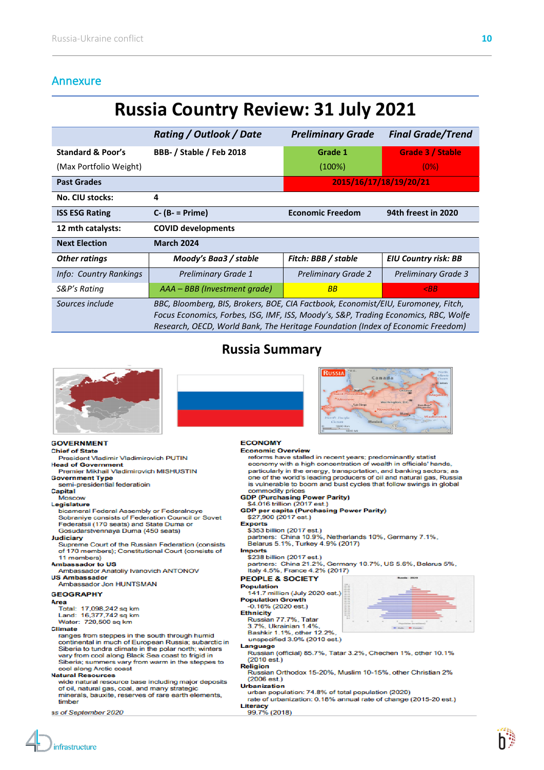## Annexure

# Russia Country Review: 31 July 2021

| | Rating / Outlook / Date | Preliminary Grade | Final Grade/Trend |
|---|---|---|---|
| Standard & Poor's (Max Portfolio Weight) | BBB- / Stable / Feb 2018 | Grade 1 (100%) | Grade 3 / Stable (0%) |
| Past Grades | | 2015/16/17/18/19/20/21 | |
| No. CIU stocks: | 4 | | |
| ISS ESG Rating | C- (B- = Prime) | Economic Freedom | 94th freest in 2020 |
| 12 mth catalysts: | COVID developments | | |
| Next Election | March 2024 | | |
| *Other ratings* | *Moody's Baa3 / stable* | *Fitch: BBB / stable* | *EIU Country risk: BB* |
| *Info: Country Rankings* | *Preliminary Grade 1* | *Preliminary Grade 2* | *Preliminary Grade 3* |
| *S&P's Rating* | *AAA – BBB (Investment grade)* | *BB* | *<BB* |
| *Sources include* | *BBC, Bloomberg, BIS, Brokers, BOE, CIA Factbook, Economist/EIU, Euromoney, Fitch, Focus Economics, Forbes, ISG, IMF, ISS, Moody's, S&P, Trading Economics, RBC, Wolfe Research, OECD, World Bank, The Heritage Foundation (Index of Economic Freedom)* | | |

## Russia Summary

**GOVERNMENT**

**Chief of State**
President Vladimir Vladimirovich PUTIN

**Head of Government**
Premier Mikhail Vladimirovich MISHUSTIN

**Government Type**
semi-presidential federation

**Capital**
Moscow

**Legislature**
bicameral Federal Assembly or Federalnoye Sobraniye consists of Federation Council or Sovet Federatsii (170 seats) and State Duma or Gosudarstvennaya Duma (450 seats)

**Judiciary**
Supreme Court of the Russian Federation (consists of 170 members); Constitutional Court (consists of 11 members)

**Ambassador to US**
Ambassador Anatoliy Ivanovich ANTONOV

**US Ambassador**
Ambassador Jon HUNTSMAN

**GEOGRAPHY**

**Area**
Total: 17,098,242 sq km
Land: 16,377,742 sq km
Water: 720,500 sq km

**Climate**
ranges from steppes in the south through humid continental in much of European Russia; subarctic in Siberia to tundra climate in the polar north; winters vary from cool along Black Sea coast to frigid in Siberia; summers vary from warm in the steppes to cool along Arctic coast

**Natural Resources**
wide natural resource base including major deposits of oil, natural gas, coal, and many strategic minerals, bauxite, reserves of rare earth elements, timber

*as of September 2020*

**ECONOMY**

**Economic Overview**
reforms have stalled in recent years; predominantly statist economy with a high concentration of wealth in officials' hands, particularly in the energy, transportation, and banking sectors; as one of the world's leading producers of oil and natural gas, Russia is vulnerable to boom and bust cycles that follow swings in global commodity prices

**GDP (Purchasing Power Parity)**
$4.016 trillion (2017 est.)

**GDP per capita (Purchasing Power Parity)**
$27,900 (2017 est.)

**Exports**
$353 billion (2017 est.)
partners: China 10.9%, Netherlands 10%, Germany 7.1%, Belarus 5.1%, Turkey 4.9% (2017)

**Imports**
$238 billion (2017 est.)
partners: China 21.2%, Germany 10.7%, US 5.6%, Belarus 5%, Italy 4.5%, France 4.2% (2017)

**PEOPLE & SOCIETY**

**Population**
141.7 million (July 2020 est.)

**Population Growth**
-0.16% (2020 est.)

**Ethnicity**
Russian 77.7%, Tatar 3.7%, Ukrainian 1.4%, Bashkir 1.1%, other 12.2%, unspecified 3.9% (2010 est.)

**Language**
Russian (official) 85.7%, Tatar 3.2%, Chechen 1%, other 10.1% (2010 est.)

**Religion**
Russian Orthodox 15-20%, Muslim 10-15%, other Christian 2% (2006 est.)

**Urbanization**
urban population: 74.8% of total population (2020)
rate of urbanization: 0.18% annual rate of change (2015-20 est.)

**Literacy**
99.7% (2018)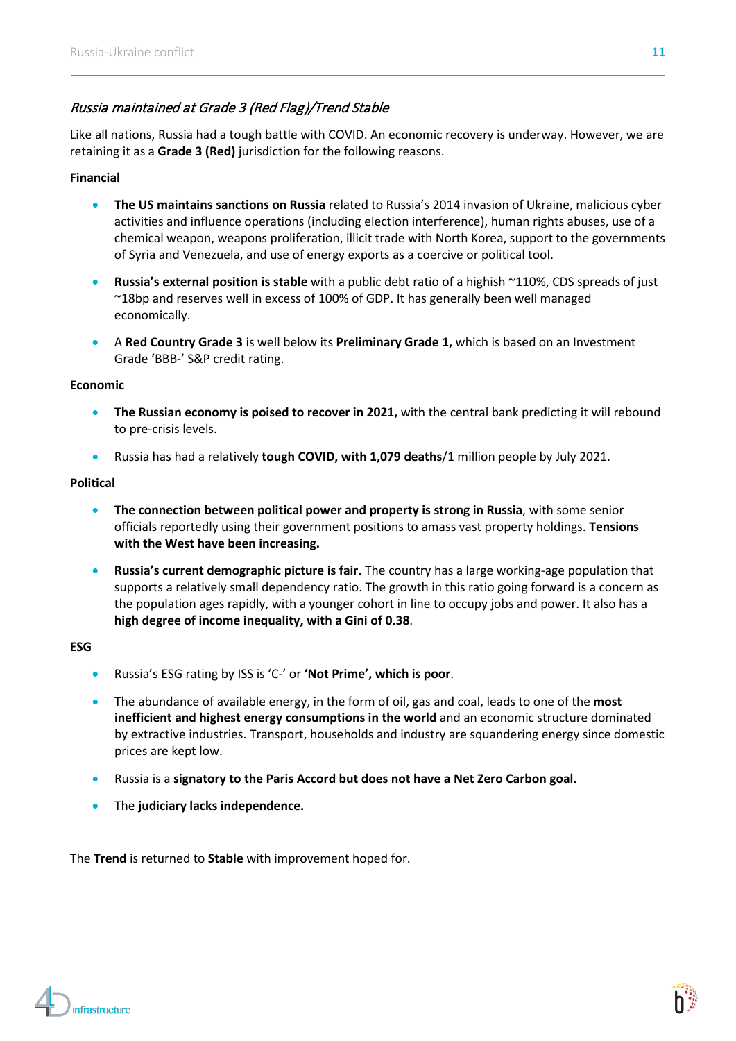*Russia maintained at Grade 3 (Red Flag)/Trend Stable*

Like all nations, Russia had a tough battle with COVID. An economic recovery is underway. However, we are retaining it as a **Grade 3 (Red)** jurisdiction for the following reasons.

**Financial**

- **The US maintains sanctions on Russia** related to Russia's 2014 invasion of Ukraine, malicious cyber activities and influence operations (including election interference), human rights abuses, use of a chemical weapon, weapons proliferation, illicit trade with North Korea, support to the governments of Syria and Venezuela, and use of energy exports as a coercive or political tool.
- **Russia's external position is stable** with a public debt ratio of a highish ~110%, CDS spreads of just ~18bp and reserves well in excess of 100% of GDP. It has generally been well managed economically.
- A **Red Country Grade 3** is well below its **Preliminary Grade 1,** which is based on an Investment Grade 'BBB-' S&P credit rating.

**Economic**

- **The Russian economy is poised to recover in 2021,** with the central bank predicting it will rebound to pre-crisis levels.
- Russia has had a relatively **tough COVID, with 1,079 deaths**/1 million people by July 2021.

**Political**

- **The connection between political power and property is strong in Russia**, with some senior officials reportedly using their government positions to amass vast property holdings. **Tensions with the West have been increasing.**
- **Russia's current demographic picture is fair.** The country has a large working-age population that supports a relatively small dependency ratio. The growth in this ratio going forward is a concern as the population ages rapidly, with a younger cohort in line to occupy jobs and power. It also has a **high degree of income inequality, with a Gini of 0.38**.

**ESG**

- Russia's ESG rating by ISS is 'C-' or **'Not Prime', which is poor**.
- The abundance of available energy, in the form of oil, gas and coal, leads to one of the **most inefficient and highest energy consumptions in the world** and an economic structure dominated by extractive industries. Transport, households and industry are squandering energy since domestic prices are kept low.
- Russia is a **signatory to the Paris Accord but does not have a Net Zero Carbon goal.**
- The **judiciary lacks independence.**

The **Trend** is returned to **Stable** with improvement hoped for.